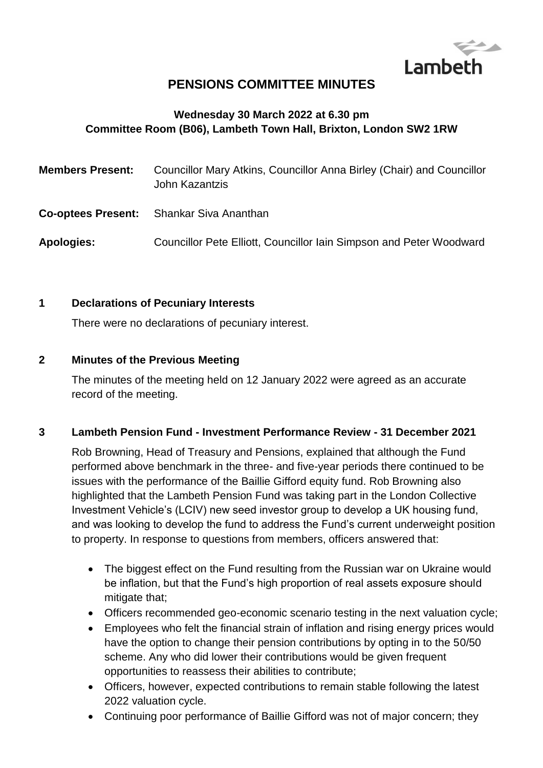# PENSIONS COMMITTEE MINUTES

**Wednesday 30 March 2022 at 6.30 pm**
**Committee Room (B06), Lambeth Town Hall, Brixton, London SW2 1RW**

**Members Present:** Councillor Mary Atkins, Councillor Anna Birley (Chair) and Councillor John Kazantzis

**Co-optees Present:** Shankar Siva Ananthan

**Apologies:** Councillor Pete Elliott, Councillor Iain Simpson and Peter Woodward

## 1 Declarations of Pecuniary Interests

There were no declarations of pecuniary interest.

## 2 Minutes of the Previous Meeting

The minutes of the meeting held on 12 January 2022 were agreed as an accurate record of the meeting.

## 3 Lambeth Pension Fund - Investment Performance Review - 31 December 2021

Rob Browning, Head of Treasury and Pensions, explained that although the Fund performed above benchmark in the three- and five-year periods there continued to be issues with the performance of the Baillie Gifford equity fund. Rob Browning also highlighted that the Lambeth Pension Fund was taking part in the London Collective Investment Vehicle's (LCIV) new seed investor group to develop a UK housing fund, and was looking to develop the fund to address the Fund's current underweight position to property. In response to questions from members, officers answered that:

- The biggest effect on the Fund resulting from the Russian war on Ukraine would be inflation, but that the Fund's high proportion of real assets exposure should mitigate that;
- Officers recommended geo-economic scenario testing in the next valuation cycle;
- Employees who felt the financial strain of inflation and rising energy prices would have the option to change their pension contributions by opting in to the 50/50 scheme. Any who did lower their contributions would be given frequent opportunities to reassess their abilities to contribute;
- Officers, however, expected contributions to remain stable following the latest 2022 valuation cycle.
- Continuing poor performance of Baillie Gifford was not of major concern; they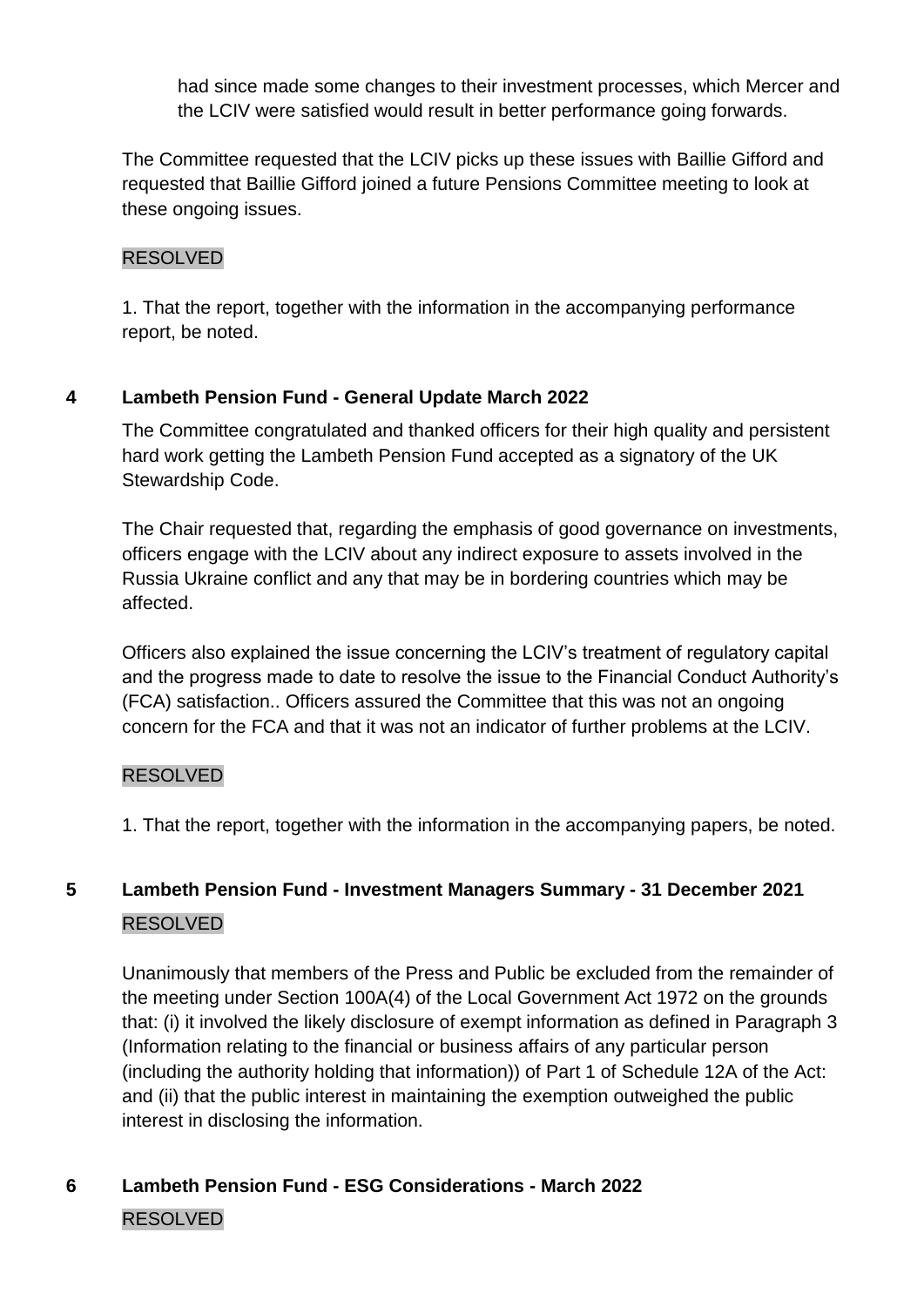had since made some changes to their investment processes, which Mercer and the LCIV were satisfied would result in better performance going forwards.

The Committee requested that the LCIV picks up these issues with Baillie Gifford and requested that Baillie Gifford joined a future Pensions Committee meeting to look at these ongoing issues.

RESOLVED

1. That the report, together with the information in the accompanying performance report, be noted.

## 4 Lambeth Pension Fund - General Update March 2022

The Committee congratulated and thanked officers for their high quality and persistent hard work getting the Lambeth Pension Fund accepted as a signatory of the UK Stewardship Code.

The Chair requested that, regarding the emphasis of good governance on investments, officers engage with the LCIV about any indirect exposure to assets involved in the Russia Ukraine conflict and any that may be in bordering countries which may be affected.

Officers also explained the issue concerning the LCIV's treatment of regulatory capital and the progress made to date to resolve the issue to the Financial Conduct Authority's (FCA) satisfaction.. Officers assured the Committee that this was not an ongoing concern for the FCA and that it was not an indicator of further problems at the LCIV.

RESOLVED

1. That the report, together with the information in the accompanying papers, be noted.

## 5 Lambeth Pension Fund - Investment Managers Summary - 31 December 2021

RESOLVED

Unanimously that members of the Press and Public be excluded from the remainder of the meeting under Section 100A(4) of the Local Government Act 1972 on the grounds that: (i) it involved the likely disclosure of exempt information as defined in Paragraph 3 (Information relating to the financial or business affairs of any particular person (including the authority holding that information)) of Part 1 of Schedule 12A of the Act: and (ii) that the public interest in maintaining the exemption outweighed the public interest in disclosing the information.

## 6 Lambeth Pension Fund - ESG Considerations - March 2022

RESOLVED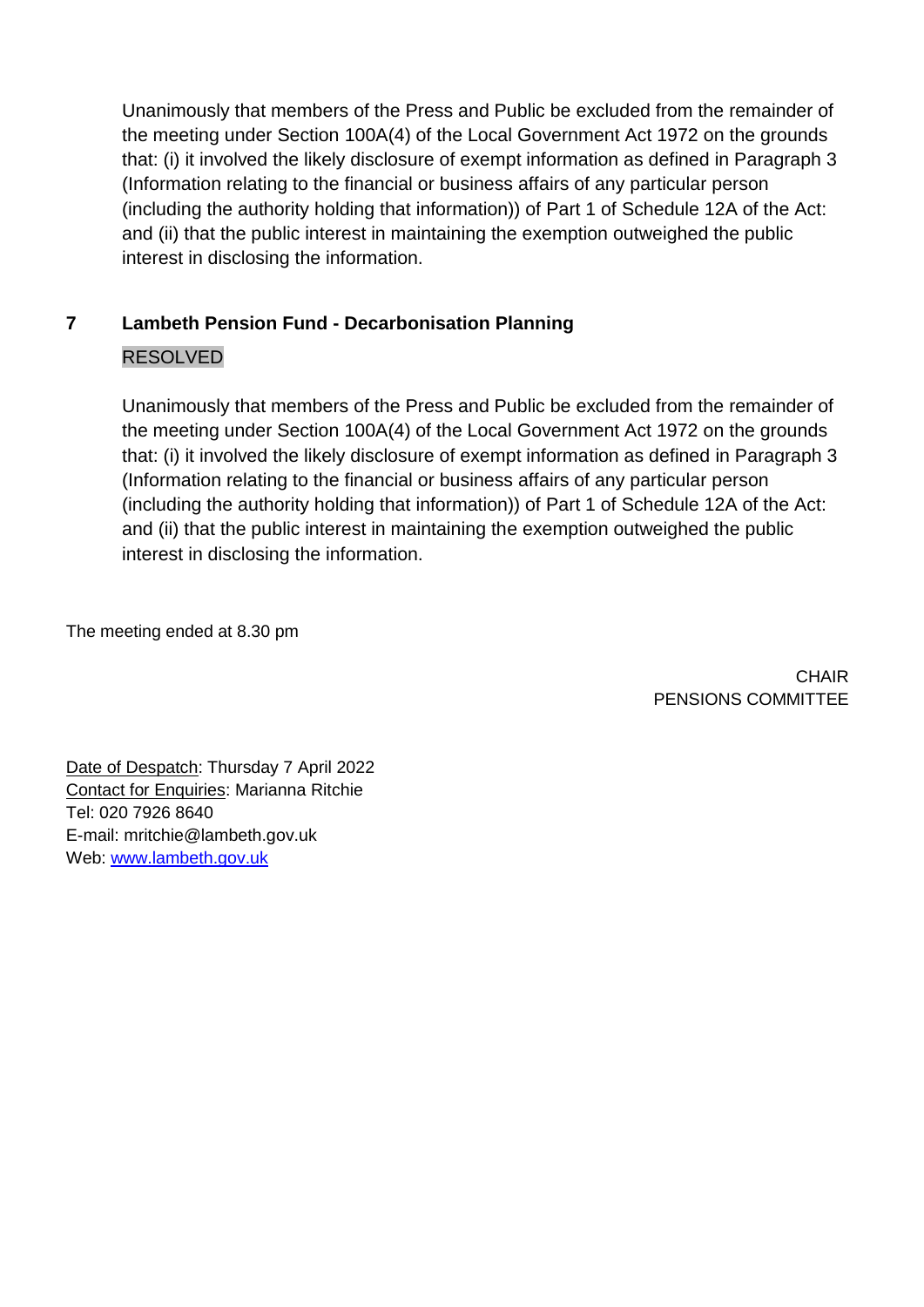Unanimously that members of the Press and Public be excluded from the remainder of the meeting under Section 100A(4) of the Local Government Act 1972 on the grounds that: (i) it involved the likely disclosure of exempt information as defined in Paragraph 3 (Information relating to the financial or business affairs of any particular person (including the authority holding that information)) of Part 1 of Schedule 12A of the Act: and (ii) that the public interest in maintaining the exemption outweighed the public interest in disclosing the information.

## 7 Lambeth Pension Fund - Decarbonisation Planning

RESOLVED

Unanimously that members of the Press and Public be excluded from the remainder of the meeting under Section 100A(4) of the Local Government Act 1972 on the grounds that: (i) it involved the likely disclosure of exempt information as defined in Paragraph 3 (Information relating to the financial or business affairs of any particular person (including the authority holding that information)) of Part 1 of Schedule 12A of the Act: and (ii) that the public interest in maintaining the exemption outweighed the public interest in disclosing the information.

The meeting ended at 8.30 pm

CHAIR
PENSIONS COMMITTEE

Date of Despatch: Thursday 7 April 2022
Contact for Enquiries: Marianna Ritchie
Tel: 020 7926 8640
E-mail: mritchie@lambeth.gov.uk
Web: www.lambeth.gov.uk